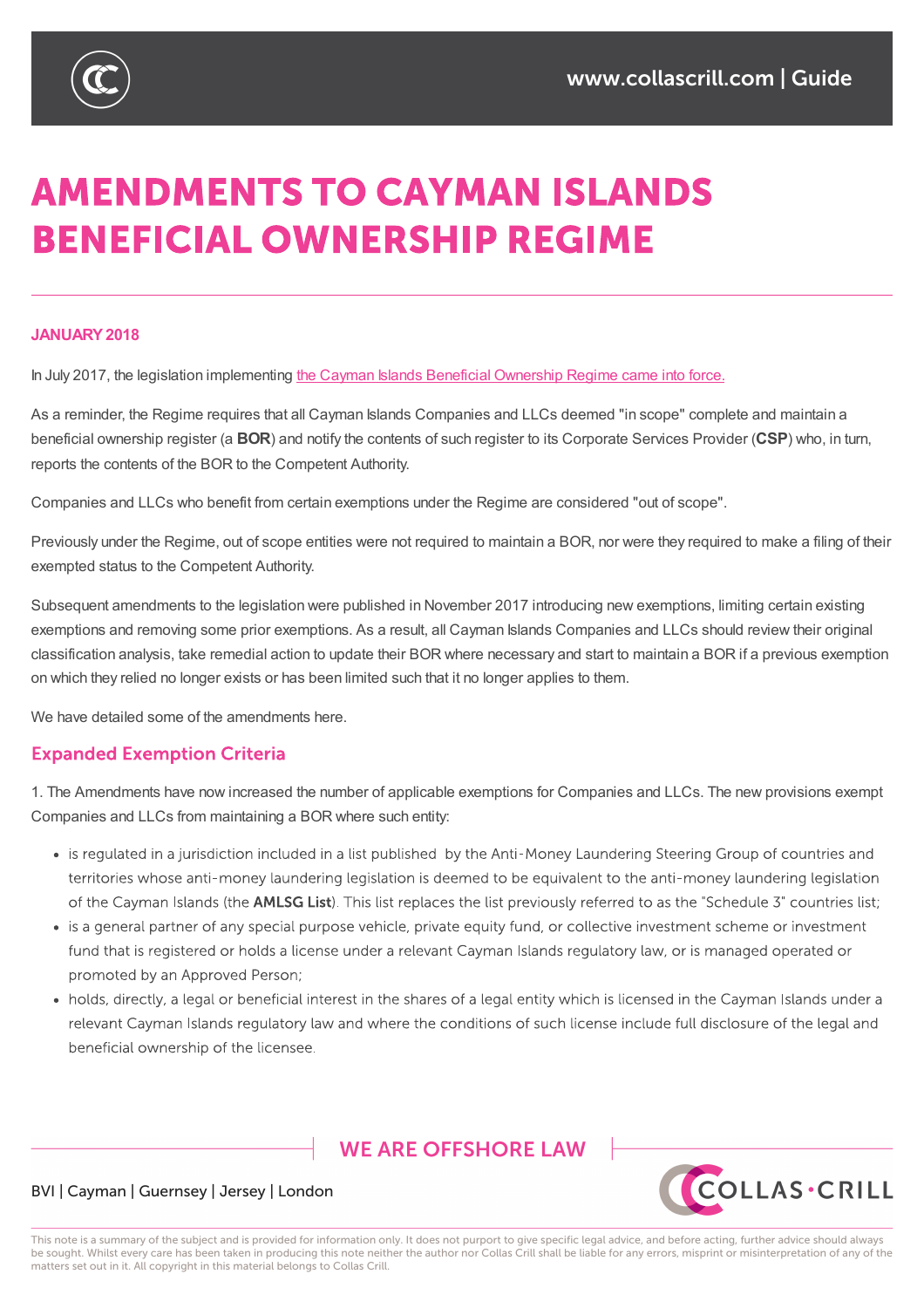# AMENDMENTS TO CAYMAN ISLANDS BENEFICIAL OWNERSHIP REGIME

**JANUARY 2018**

In July 2017, the legislation implementing the Cayman Islands Beneficial Ownership Regime came into force.

As a reminder, the Regime requires that all Cayman Islands Companies and LLCs deemed "in scope" complete and maintain a beneficial ownership register (a **BOR**) and notify the contents of such register to its Corporate Services Provider (**CSP**) who, in turn, reports the contents of the BOR to the Competent Authority.

Companies and LLCs who benefit from certain exemptions under the Regime are considered "out of scope".

Previously under the Regime, out of scope entities were not required to maintain a BOR, nor were they required to make a filing of their exempted status to the Competent Authority.

Subsequent amendments to the legislation were published in November 2017 introducing new exemptions, limiting certain existing exemptions and removing some prior exemptions. As a result, all Cayman Islands Companies and LLCs should review their original classification analysis, take remedial action to update their BOR where necessary and start to maintain a BOR if a previous exemption on which they relied no longer exists or has been limited such that it no longer applies to them.

We have detailed some of the amendments here.

## Expanded Exemption Criteria

1. The Amendments have now increased the number of applicable exemptions for Companies and LLCs. The new provisions exempt Companies and LLCs from maintaining a BOR where such entity:

- is regulated in a jurisdiction included in a list published by the Anti-Money Laundering Steering Group of countries and territories whose anti-money laundering legislation is deemed to be equivalent to the anti-money laundering legislation of the Cayman Islands (the **AMLSG List**). This list replaces the list previously referred to as the "Schedule 3" countries list;
- is a general partner of any special purpose vehicle, private equity fund, or collective investment scheme or investment fund that is registered or holds a license under a relevant Cayman Islands regulatory law, or is managed operated or promoted by an Approved Person;
- holds, directly, a legal or beneficial interest in the shares of a legal entity which is licensed in the Cayman Islands under a relevant Cayman Islands regulatory law and where the conditions of such license include full disclosure of the legal and beneficial ownership of the licensee.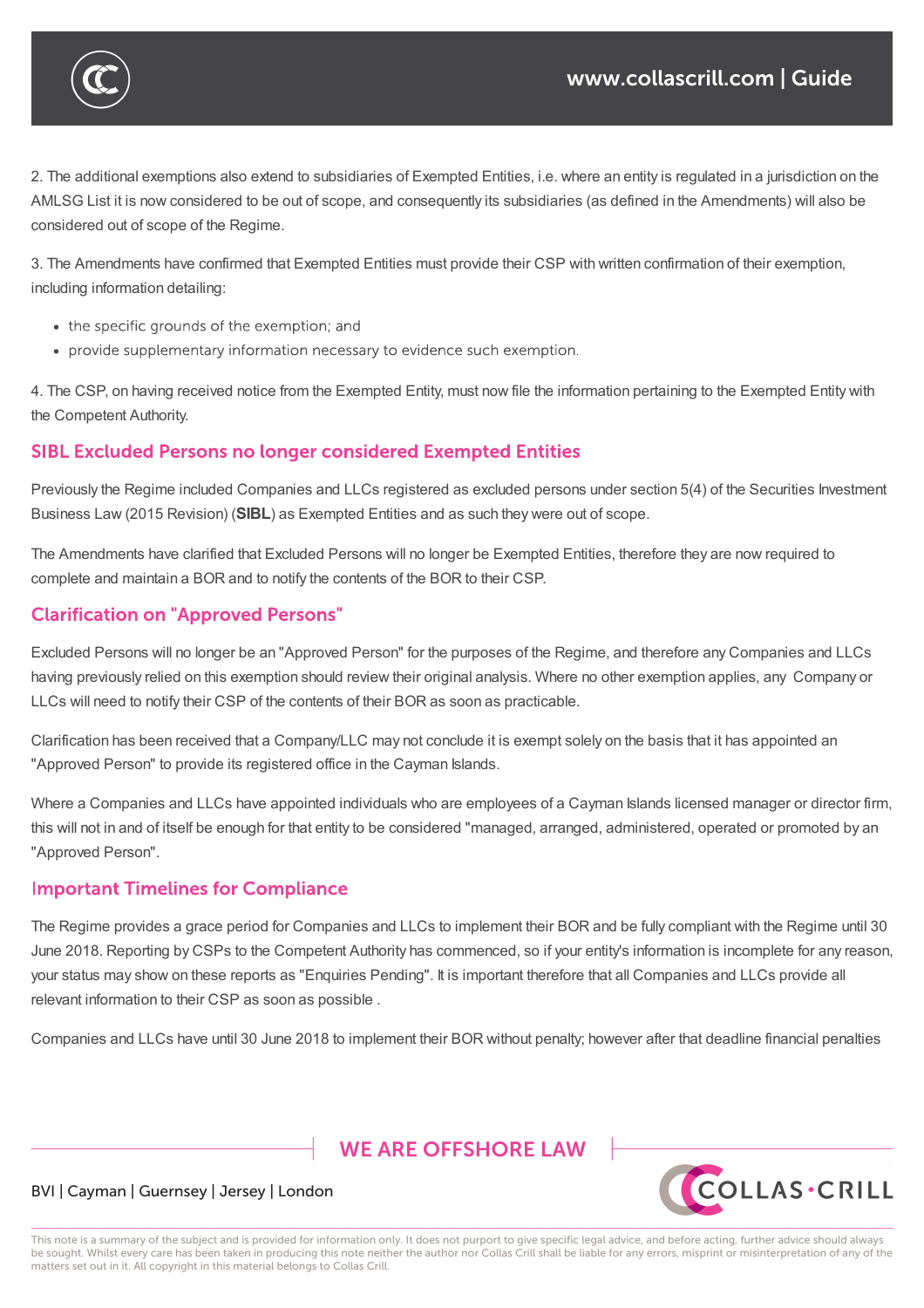2. The additional exemptions also extend to subsidiaries of Exempted Entities, i.e. where an entity is regulated in a jurisdiction on the AMLSG List it is now considered to be out of scope, and consequently its subsidiaries (as defined in the Amendments) will also be considered out of scope of the Regime.

3. The Amendments have confirmed that Exempted Entities must provide their CSP with written confirmation of their exemption, including information detailing:

- the specific grounds of the exemption; and
- provide supplementary information necessary to evidence such exemption.

4. The CSP, on having received notice from the Exempted Entity, must now file the information pertaining to the Exempted Entity with the Competent Authority.

## SIBL Excluded Persons no longer considered Exempted Entities

Previously the Regime included Companies and LLCs registered as excluded persons under section 5(4) of the Securities Investment Business Law (2015 Revision) (**SIBL**) as Exempted Entities and as such they were out of scope.

The Amendments have clarified that Excluded Persons will no longer be Exempted Entities, therefore they are now required to complete and maintain a BOR and to notify the contents of the BOR to their CSP.

## Clarification on "Approved Persons"

Excluded Persons will no longer be an "Approved Person" for the purposes of the Regime, and therefore any Companies and LLCs having previously relied on this exemption should review their original analysis. Where no other exemption applies, any Company or LLCs will need to notify their CSP of the contents of their BOR as soon as practicable.

Clarification has been received that a Company/LLC may not conclude it is exempt solely on the basis that it has appointed an "Approved Person" to provide its registered office in the Cayman Islands.

Where a Companies and LLCs have appointed individuals who are employees of a Cayman Islands licensed manager or director firm, this will not in and of itself be enough for that entity to be considered "managed, arranged, administered, operated or promoted by an "Approved Person".

## Important Timelines for Compliance

The Regime provides a grace period for Companies and LLCs to implement their BOR and be fully compliant with the Regime until 30 June 2018. Reporting by CSPs to the Competent Authority has commenced, so if your entity's information is incomplete for any reason, your status may show on these reports as "Enquiries Pending". It is important therefore that all Companies and LLCs provide all relevant information to their CSP as soon as possible .

Companies and LLCs have until 30 June 2018 to implement their BOR without penalty; however after that deadline financial penalties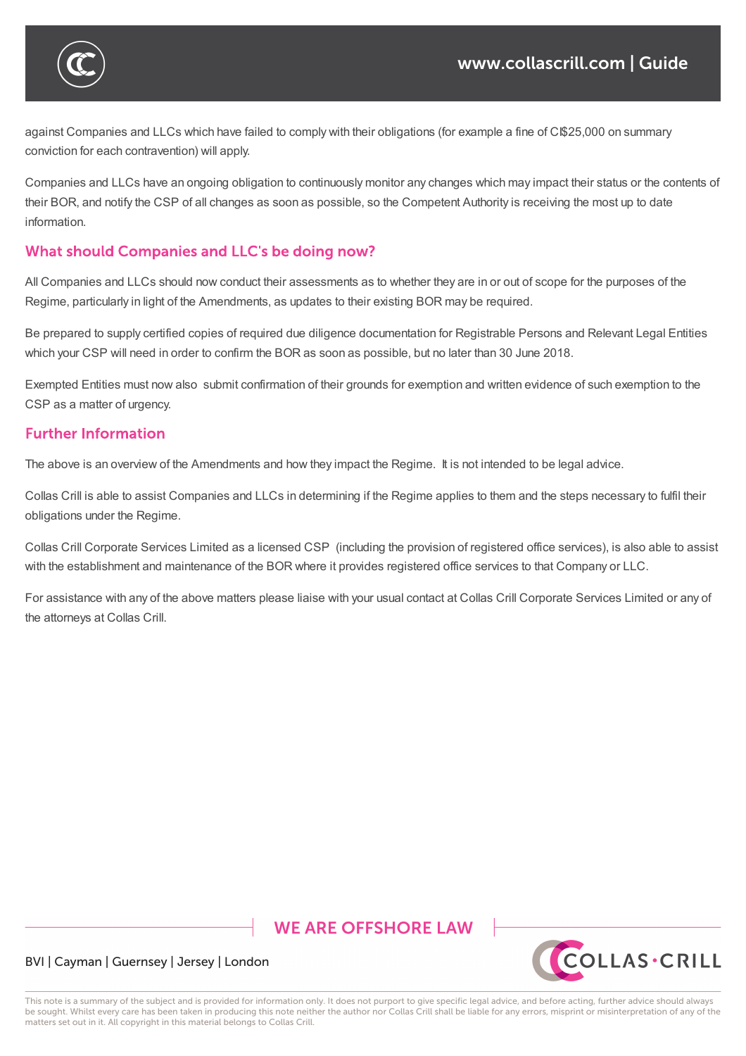against Companies and LLCs which have failed to comply with their obligations (for example a fine of CI$25,000 on summary conviction for each contravention) will apply.

Companies and LLCs have an ongoing obligation to continuously monitor any changes which may impact their status or the contents of their BOR, and notify the CSP of all changes as soon as possible, so the Competent Authority is receiving the most up to date information.

## What should Companies and LLC's be doing now?

All Companies and LLCs should now conduct their assessments as to whether they are in or out of scope for the purposes of the Regime, particularly in light of the Amendments, as updates to their existing BOR may be required.

Be prepared to supply certified copies of required due diligence documentation for Registrable Persons and Relevant Legal Entities which your CSP will need in order to confirm the BOR as soon as possible, but no later than 30 June 2018.

Exempted Entities must now also submit confirmation of their grounds for exemption and written evidence of such exemption to the CSP as a matter of urgency.

## Further Information

The above is an overview of the Amendments and how they impact the Regime. It is not intended to be legal advice.

Collas Crill is able to assist Companies and LLCs in determining if the Regime applies to them and the steps necessary to fulfil their obligations under the Regime.

Collas Crill Corporate Services Limited as a licensed CSP (including the provision of registered office services), is also able to assist with the establishment and maintenance of the BOR where it provides registered office services to that Company or LLC.

For assistance with any of the above matters please liaise with your usual contact at Collas Crill Corporate Services Limited or any of the attorneys at Collas Crill.

WE ARE OFFSHORE LAW

BVI | Cayman | Guernsey | Jersey | London

This note is a summary of the subject and is provided for information only. It does not purport to give specific legal advice, and before acting, further advice should always be sought. Whilst every care has been taken in producing this note neither the author nor Collas Crill shall be liable for any errors, misprint or misinterpretation of any of the matters set out in it. All copyright in this material belongs to Collas Crill.